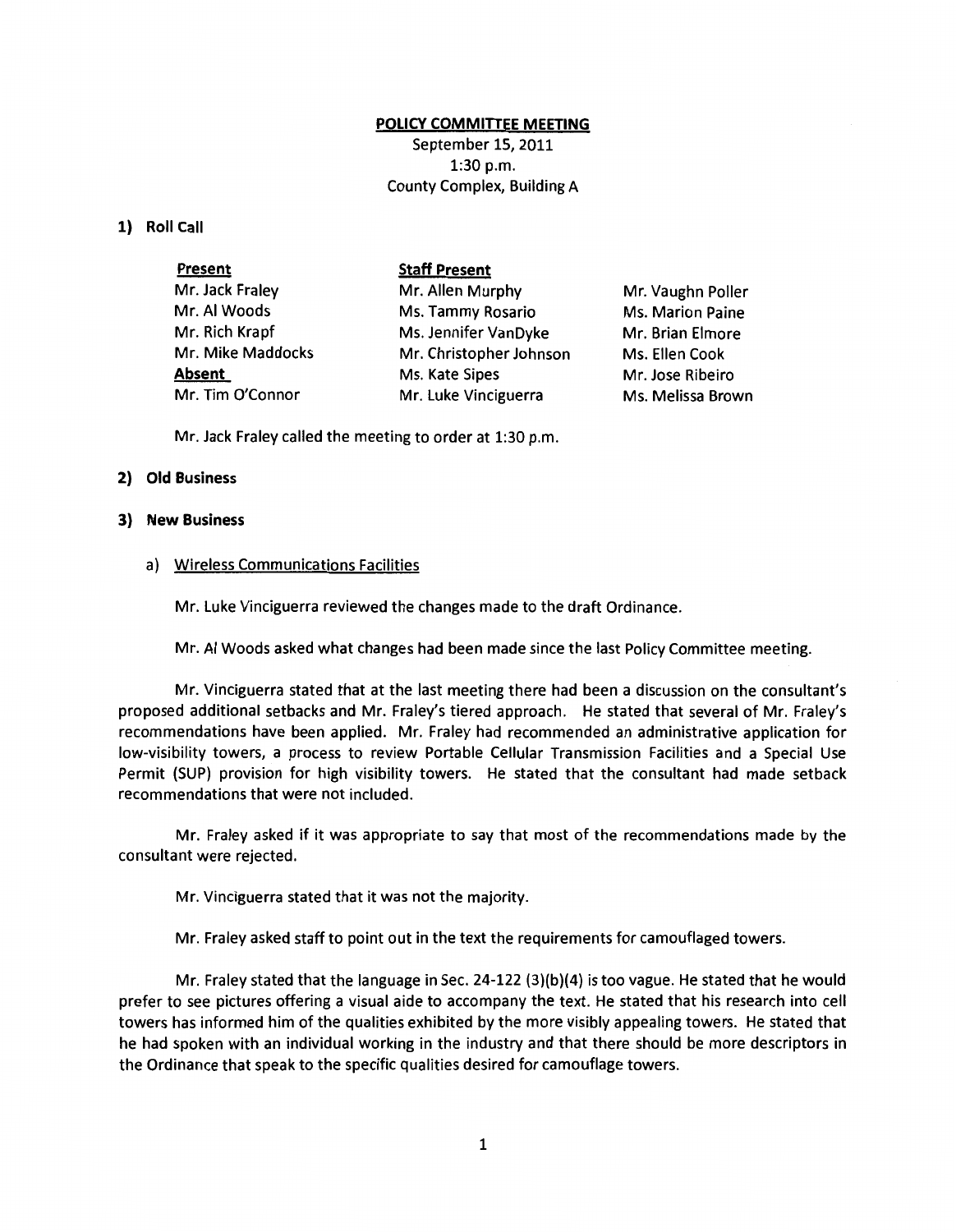# POLICY COMMITTEE MEETING

September 15, 2011
1:30 p.m.
County Complex, Building A

**1) Roll Call**

| Present | Staff Present | |
|---|---|---|
| Mr. Jack Fraley | Mr. Allen Murphy | Mr. Vaughn Poller |
| Mr. Al Woods | Ms. Tammy Rosario | Ms. Marion Paine |
| Mr. Rich Krapf | Ms. Jennifer VanDyke | Mr. Brian Elmore |
| Mr. Mike Maddocks | Mr. Christopher Johnson | Ms. Ellen Cook |
| **Absent** | Ms. Kate Sipes | Mr. Jose Ribeiro |
| Mr. Tim O'Connor | Mr. Luke Vinciguerra | Ms. Melissa Brown |

Mr. Jack Fraley called the meeting to order at 1:30 p.m.

**2) Old Business**

**3) New Business**

a) Wireless Communications Facilities

Mr. Luke Vinciguerra reviewed the changes made to the draft Ordinance.

Mr. Al Woods asked what changes had been made since the last Policy Committee meeting.

Mr. Vinciguerra stated that at the last meeting there had been a discussion on the consultant's proposed additional setbacks and Mr. Fraley's tiered approach. He stated that several of Mr. Fraley's recommendations have been applied. Mr. Fraley had recommended an administrative application for low-visibility towers, a process to review Portable Cellular Transmission Facilities and a Special Use Permit (SUP) provision for high visibility towers. He stated that the consultant had made setback recommendations that were not included.

Mr. Fraley asked if it was appropriate to say that most of the recommendations made by the consultant were rejected.

Mr. Vinciguerra stated that it was not the majority.

Mr. Fraley asked staff to point out in the text the requirements for camouflaged towers.

Mr. Fraley stated that the language in Sec. 24-122 (3)(b)(4) is too vague. He stated that he would prefer to see pictures offering a visual aide to accompany the text. He stated that his research into cell towers has informed him of the qualities exhibited by the more visibly appealing towers. He stated that he had spoken with an individual working in the industry and that there should be more descriptors in the Ordinance that speak to the specific qualities desired for camouflage towers.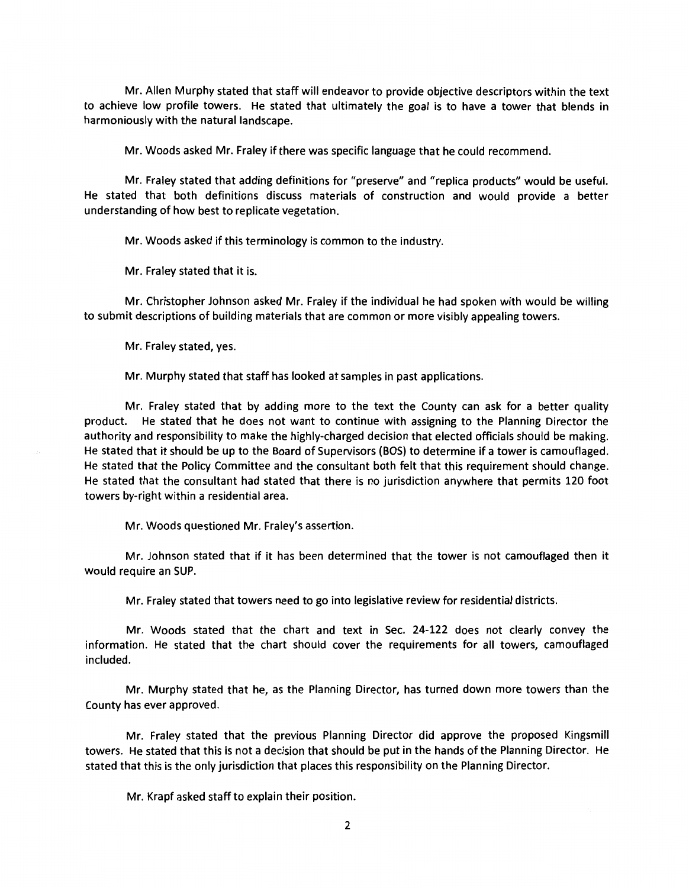Mr. Allen Murphy stated that staff will endeavor to provide objective descriptors within the text to achieve low profile towers. He stated that ultimately the goal is to have a tower that blends in harmoniously with the natural landscape.

Mr. Woods asked Mr. Fraley if there was specific language that he could recommend.

Mr. Fraley stated that adding definitions for "preserve" and "replica products" would be useful. He stated that both definitions discuss materials of construction and would provide a better understanding of how best to replicate vegetation.

Mr. Woods asked if this terminology is common to the industry.

Mr. Fraley stated that it is.

Mr. Christopher Johnson asked Mr. Fraley if the individual he had spoken with would be willing to submit descriptions of building materials that are common or more visibly appealing towers.

Mr. Fraley stated, yes.

Mr. Murphy stated that staff has looked at samples in past applications.

Mr. Fraley stated that by adding more to the text the County can ask for a better quality product. He stated that he does not want to continue with assigning to the Planning Director the authority and responsibility to make the highly-charged decision that elected officials should be making. He stated that it should be up to the Board of Supervisors (BOS) to determine if a tower is camouflaged. He stated that the Policy Committee and the consultant both felt that this requirement should change. He stated that the consultant had stated that there is no jurisdiction anywhere that permits 120 foot towers by-right within a residential area.

Mr. Woods questioned Mr. Fraley's assertion.

Mr. Johnson stated that if it has been determined that the tower is not camouflaged then it would require an SUP.

Mr. Fraley stated that towers need to go into legislative review for residential districts.

Mr. Woods stated that the chart and text in Sec. 24-122 does not clearly convey the information. He stated that the chart should cover the requirements for all towers, camouflaged included.

Mr. Murphy stated that he, as the Planning Director, has turned down more towers than the County has ever approved.

Mr. Fraley stated that the previous Planning Director did approve the proposed Kingsmill towers. He stated that this is not a decision that should be put in the hands of the Planning Director. He stated that this is the only jurisdiction that places this responsibility on the Planning Director.

Mr. Krapf asked staff to explain their position.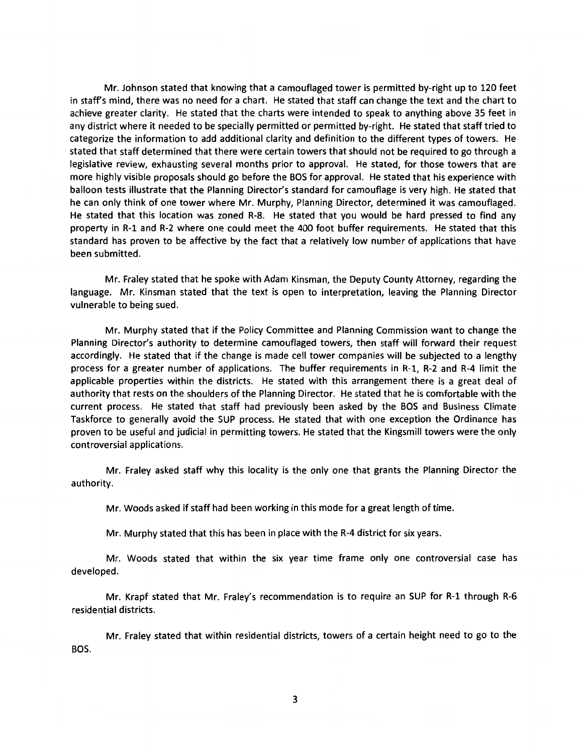Mr. Johnson stated that knowing that a camouflaged tower is permitted by-right up to 120 feet in staff's mind, there was no need for a chart. He stated that staff can change the text and the chart to achieve greater clarity. He stated that the charts were intended to speak to anything above 35 feet in any district where it needed to be specially permitted or permitted by-right. He stated that staff tried to categorize the information to add additional clarity and definition to the different types of towers. He stated that staff determined that there were certain towers that should not be required to go through a legislative review, exhausting several months prior to approval. He stated, for those towers that are more highly visible proposals should go before the BOS for approval. He stated that his experience with balloon tests illustrate that the Planning Director's standard for camouflage is very high. He stated that he can only think of one tower where Mr. Murphy, Planning Director, determined it was camouflaged. He stated that this location was zoned R-8. He stated that you would be hard pressed to find any property in R-1 and R-2 where one could meet the 400 foot buffer requirements. He stated that this standard has proven to be affective by the fact that a relatively low number of applications that have been submitted.

Mr. Fraley stated that he spoke with Adam Kinsman, the Deputy County Attorney, regarding the language. Mr. Kinsman stated that the text is open to interpretation, leaving the Planning Director vulnerable to being sued.

Mr. Murphy stated that if the Policy Committee and Planning Commission want to change the Planning Director's authority to determine camouflaged towers, then staff will forward their request accordingly. He stated that if the change is made cell tower companies will be subjected to a lengthy process for a greater number of applications. The buffer requirements in R-1, R-2 and R-4 limit the applicable properties within the districts. He stated with this arrangement there is a great deal of authority that rests on the shoulders of the Planning Director. He stated that he is comfortable with the current process. He stated that staff had previously been asked by the BOS and Business Climate Taskforce to generally avoid the SUP process. He stated that with one exception the Ordinance has proven to be useful and judicial in permitting towers. He stated that the Kingsmill towers were the only controversial applications.

Mr. Fraley asked staff why this locality is the only one that grants the Planning Director the authority.

Mr. Woods asked if staff had been working in this mode for a great length of time.

Mr. Murphy stated that this has been in place with the R-4 district for six years.

Mr. Woods stated that within the six year time frame only one controversial case has developed.

Mr. Krapf stated that Mr. Fraley's recommendation is to require an SUP for R-1 through R-6 residential districts.

Mr. Fraley stated that within residential districts, towers of a certain height need to go to the BOS.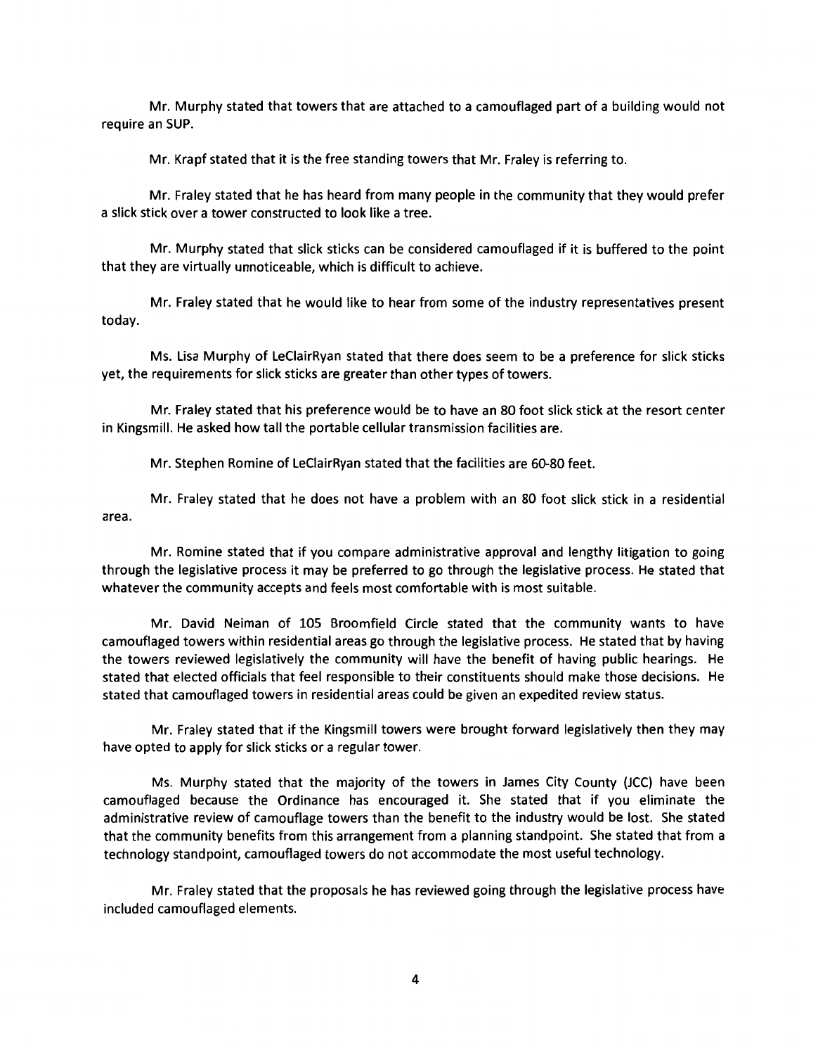Mr. Murphy stated that towers that are attached to a camouflaged part of a building would not require an SUP.

Mr. Krapf stated that it is the free standing towers that Mr. Fraley is referring to.

Mr. Fraley stated that he has heard from many people in the community that they would prefer a slick stick over a tower constructed to look like a tree.

Mr. Murphy stated that slick sticks can be considered camouflaged if it is buffered to the point that they are virtually unnoticeable, which is difficult to achieve.

Mr. Fraley stated that he would like to hear from some of the industry representatives present today.

Ms. Lisa Murphy of LeClairRyan stated that there does seem to be a preference for slick sticks yet, the requirements for slick sticks are greater than other types of towers.

Mr. Fraley stated that his preference would be to have an 80 foot slick stick at the resort center in Kingsmill. He asked how tall the portable cellular transmission facilities are.

Mr. Stephen Romine of LeClairRyan stated that the facilities are 60-80 feet.

Mr. Fraley stated that he does not have a problem with an 80 foot slick stick in a residential area.

Mr. Romine stated that if you compare administrative approval and lengthy litigation to going through the legislative process it may be preferred to go through the legislative process. He stated that whatever the community accepts and feels most comfortable with is most suitable.

Mr. David Neiman of 105 Broomfield Circle stated that the community wants to have camouflaged towers within residential areas go through the legislative process. He stated that by having the towers reviewed legislatively the community will have the benefit of having public hearings. He stated that elected officials that feel responsible to their constituents should make those decisions. He stated that camouflaged towers in residential areas could be given an expedited review status.

Mr. Fraley stated that if the Kingsmill towers were brought forward legislatively then they may have opted to apply for slick sticks or a regular tower.

Ms. Murphy stated that the majority of the towers in James City County (JCC) have been camouflaged because the Ordinance has encouraged it. She stated that if you eliminate the administrative review of camouflage towers than the benefit to the industry would be lost. She stated that the community benefits from this arrangement from a planning standpoint. She stated that from a technology standpoint, camouflaged towers do not accommodate the most useful technology.

Mr. Fraley stated that the proposals he has reviewed going through the legislative process have included camouflaged elements.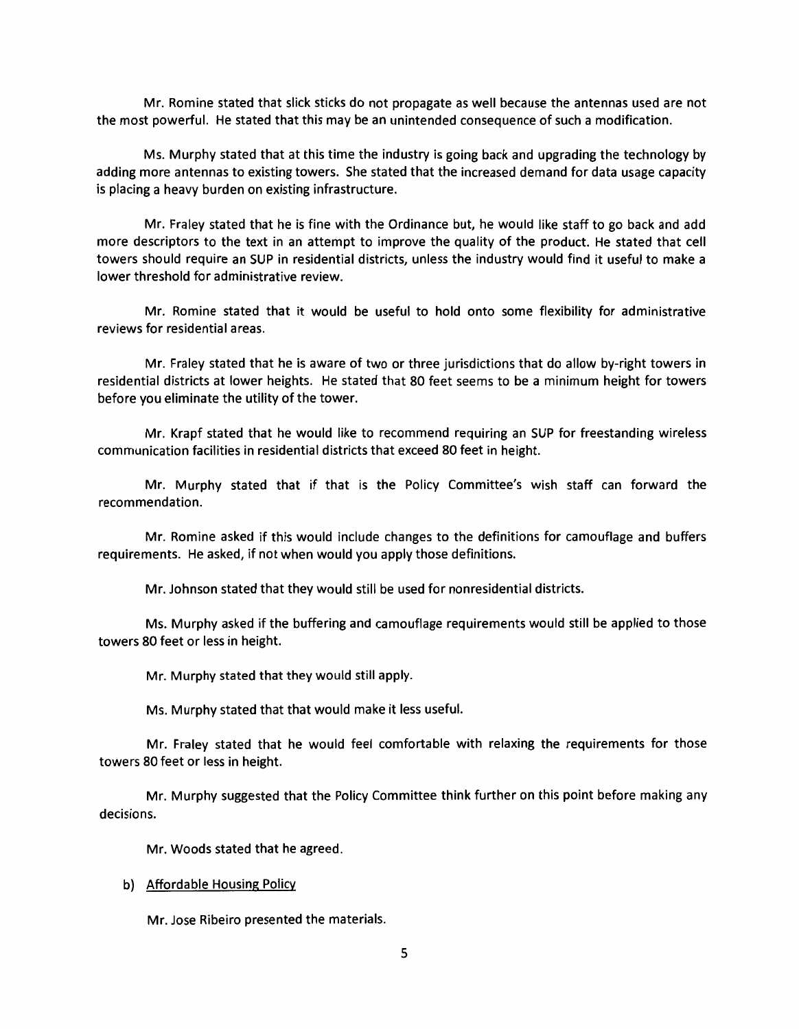Mr. Romine stated that slick sticks do not propagate as well because the antennas used are not the most powerful. He stated that this may be an unintended consequence of such a modification.

Ms. Murphy stated that at this time the industry is going back and upgrading the technology by adding more antennas to existing towers. She stated that the increased demand for data usage capacity is placing a heavy burden on existing infrastructure.

Mr. Fraley stated that he is fine with the Ordinance but, he would like staff to go back and add more descriptors to the text in an attempt to improve the quality of the product. He stated that cell towers should require an SUP in residential districts, unless the industry would find it useful to make a lower threshold for administrative review.

Mr. Romine stated that it would be useful to hold onto some flexibility for administrative reviews for residential areas.

Mr. Fraley stated that he is aware of two or three jurisdictions that do allow by-right towers in residential districts at lower heights. He stated that 80 feet seems to be a minimum height for towers before you eliminate the utility of the tower.

Mr. Krapf stated that he would like to recommend requiring an SUP for freestanding wireless communication facilities in residential districts that exceed 80 feet in height.

Mr. Murphy stated that if that is the Policy Committee's wish staff can forward the recommendation.

Mr. Romine asked if this would include changes to the definitions for camouflage and buffers requirements. He asked, if not when would you apply those definitions.

Mr. Johnson stated that they would still be used for nonresidential districts.

Ms. Murphy asked if the buffering and camouflage requirements would still be applied to those towers 80 feet or less in height.

Mr. Murphy stated that they would still apply.

Ms. Murphy stated that that would make it less useful.

Mr. Fraley stated that he would feel comfortable with relaxing the requirements for those towers 80 feet or less in height.

Mr. Murphy suggested that the Policy Committee think further on this point before making any decisions.

Mr. Woods stated that he agreed.

b) Affordable Housing Policy

Mr. Jose Ribeiro presented the materials.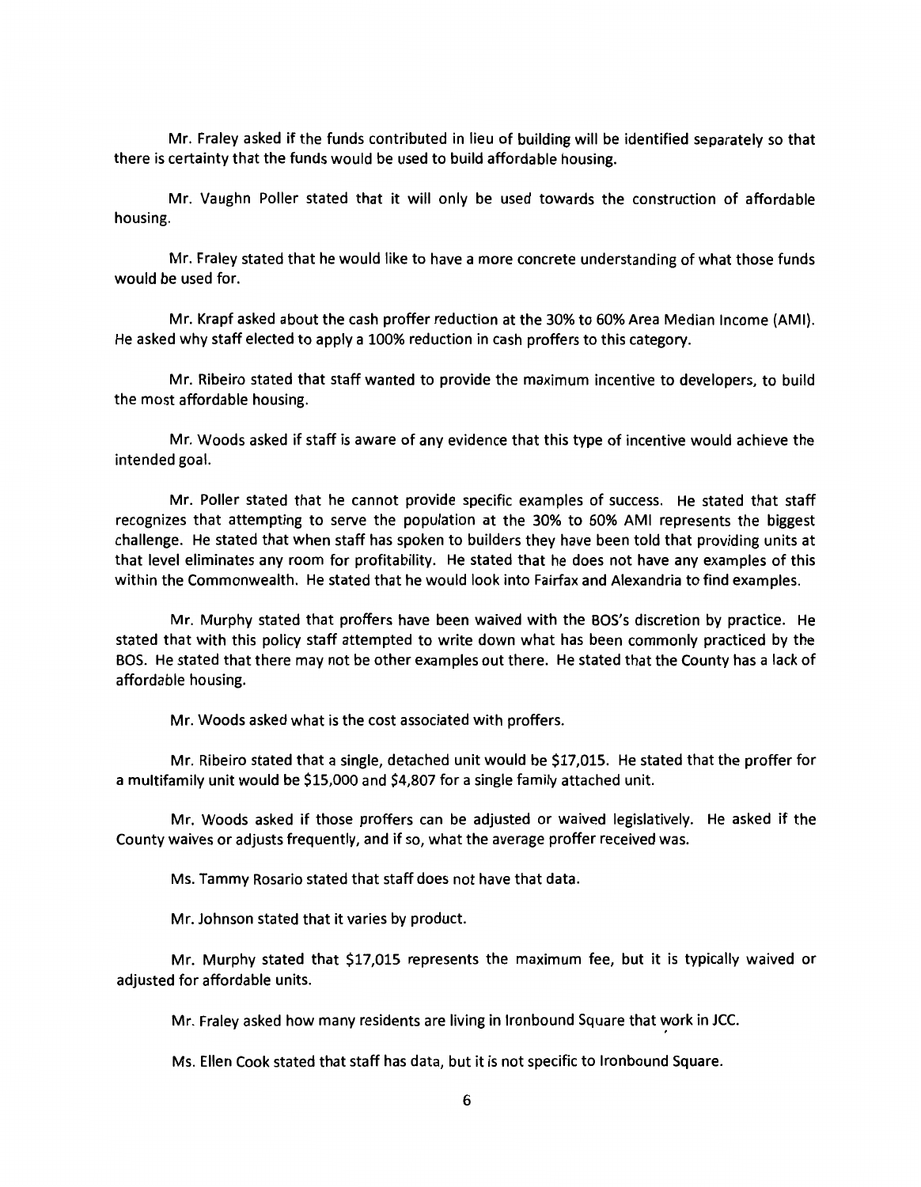Mr. Fraley asked if the funds contributed in lieu of building will be identified separately so that there is certainty that the funds would be used to build affordable housing.

Mr. Vaughn Poller stated that it will only be used towards the construction of affordable housing.

Mr. Fraley stated that he would like to have a more concrete understanding of what those funds would be used for.

Mr. Krapf asked about the cash proffer reduction at the 30% to 60% Area Median Income (AMI). He asked why staff elected to apply a 100% reduction in cash proffers to this category.

Mr. Ribeiro stated that staff wanted to provide the maximum incentive to developers, to build the most affordable housing.

Mr. Woods asked if staff is aware of any evidence that this type of incentive would achieve the intended goal.

Mr. Poller stated that he cannot provide specific examples of success. He stated that staff recognizes that attempting to serve the population at the 30% to 60% AMI represents the biggest challenge. He stated that when staff has spoken to builders they have been told that providing units at that level eliminates any room for profitability. He stated that he does not have any examples of this within the Commonwealth. He stated that he would look into Fairfax and Alexandria to find examples.

Mr. Murphy stated that proffers have been waived with the BOS's discretion by practice. He stated that with this policy staff attempted to write down what has been commonly practiced by the BOS. He stated that there may not be other examples out there. He stated that the County has a lack of affordable housing.

Mr. Woods asked what is the cost associated with proffers.

Mr. Ribeiro stated that a single, detached unit would be $17,015. He stated that the proffer for a multifamily unit would be $15,000 and $4,807 for a single family attached unit.

Mr. Woods asked if those proffers can be adjusted or waived legislatively. He asked if the County waives or adjusts frequently, and if so, what the average proffer received was.

Ms. Tammy Rosario stated that staff does not have that data.

Mr. Johnson stated that it varies by product.

Mr. Murphy stated that $17,015 represents the maximum fee, but it is typically waived or adjusted for affordable units.

Mr. Fraley asked how many residents are living in Ironbound Square that work in JCC.

Ms. Ellen Cook stated that staff has data, but it is not specific to Ironbound Square.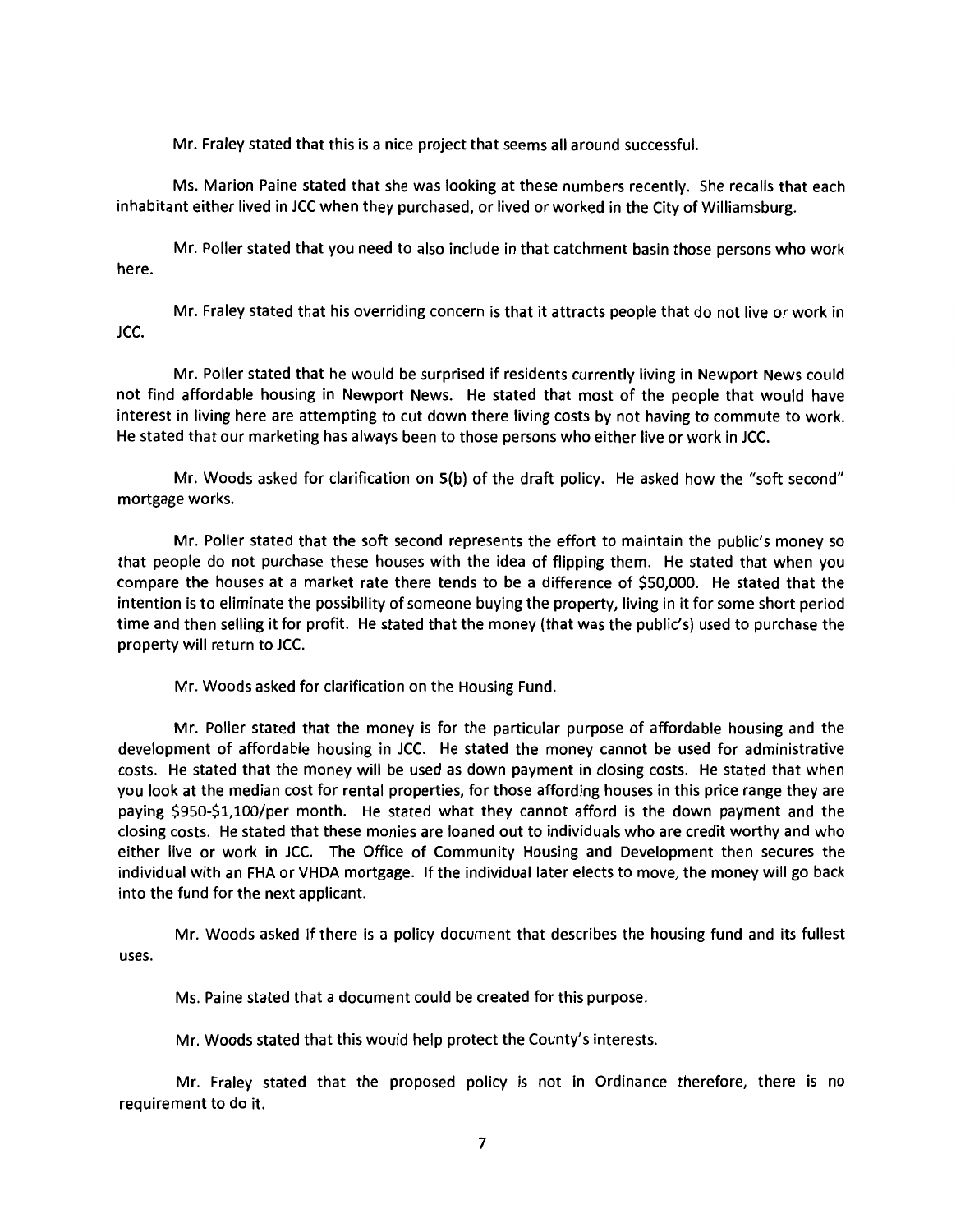Mr. Fraley stated that this is a nice project that seems all around successful.

Ms. Marion Paine stated that she was looking at these numbers recently. She recalls that each inhabitant either lived in JCC when they purchased, or lived or worked in the City of Williamsburg.

Mr. Poller stated that you need to also include in that catchment basin those persons who work here.

Mr. Fraley stated that his overriding concern is that it attracts people that do not live or work in JCC.

Mr. Poller stated that he would be surprised if residents currently living in Newport News could not find affordable housing in Newport News. He stated that most of the people that would have interest in living here are attempting to cut down there living costs by not having to commute to work. He stated that our marketing has always been to those persons who either live or work in JCC.

Mr. Woods asked for clarification on 5(b) of the draft policy. He asked how the "soft second" mortgage works.

Mr. Poller stated that the soft second represents the effort to maintain the public's money so that people do not purchase these houses with the idea of flipping them. He stated that when you compare the houses at a market rate there tends to be a difference of $50,000. He stated that the intention is to eliminate the possibility of someone buying the property, living in it for some short period time and then selling it for profit. He stated that the money (that was the public's) used to purchase the property will return to JCC.

Mr. Woods asked for clarification on the Housing Fund.

Mr. Poller stated that the money is for the particular purpose of affordable housing and the development of affordable housing in JCC. He stated the money cannot be used for administrative costs. He stated that the money will be used as down payment in closing costs. He stated that when you look at the median cost for rental properties, for those affording houses in this price range they are paying $950-$1,100/per month. He stated what they cannot afford is the down payment and the closing costs. He stated that these monies are loaned out to individuals who are credit worthy and who either live or work in JCC. The Office of Community Housing and Development then secures the individual with an FHA or VHDA mortgage. If the individual later elects to move, the money will go back into the fund for the next applicant.

Mr. Woods asked if there is a policy document that describes the housing fund and its fullest uses.

Ms. Paine stated that a document could be created for this purpose.

Mr. Woods stated that this would help protect the County's interests.

Mr. Fraley stated that the proposed policy is not in Ordinance therefore, there is no requirement to do it.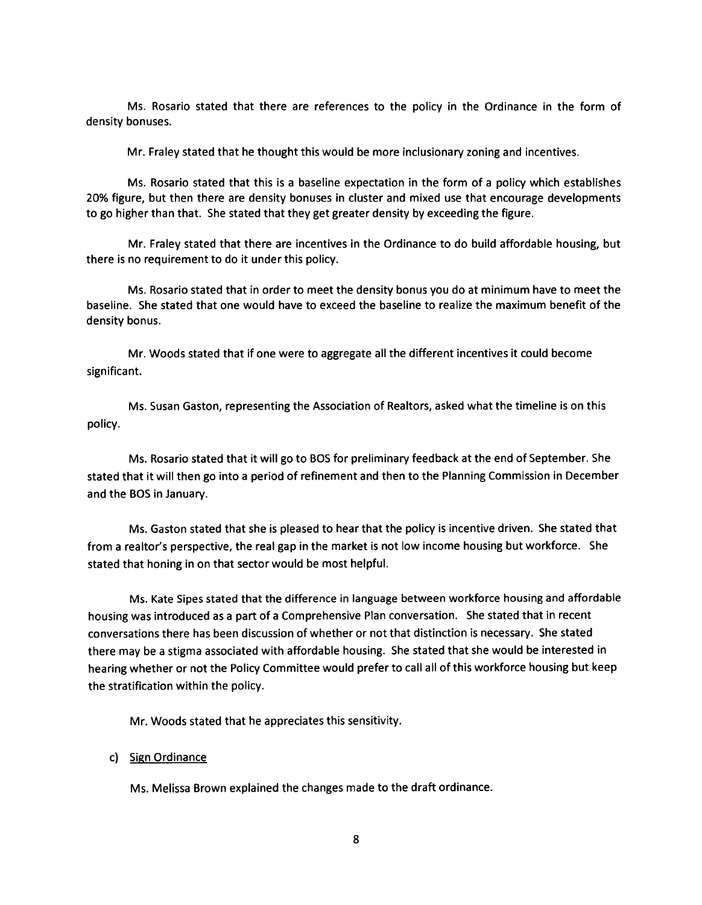Ms. Rosario stated that there are references to the policy in the Ordinance in the form of density bonuses.

Mr. Fraley stated that he thought this would be more inclusionary zoning and incentives.

Ms. Rosario stated that this is a baseline expectation in the form of a policy which establishes 20% figure, but then there are density bonuses in cluster and mixed use that encourage developments to go higher than that. She stated that they get greater density by exceeding the figure.

Mr. Fraley stated that there are incentives in the Ordinance to do build affordable housing, but there is no requirement to do it under this policy.

Ms. Rosario stated that in order to meet the density bonus you do at minimum have to meet the baseline. She stated that one would have to exceed the baseline to realize the maximum benefit of the density bonus.

Mr. Woods stated that if one were to aggregate all the different incentives it could become significant.

Ms. Susan Gaston, representing the Association of Realtors, asked what the timeline is on this policy.

Ms. Rosario stated that it will go to BOS for preliminary feedback at the end of September. She stated that it will then go into a period of refinement and then to the Planning Commission in December and the BOS in January.

Ms. Gaston stated that she is pleased to hear that the policy is incentive driven. She stated that from a realtor's perspective, the real gap in the market is not low income housing but workforce. She stated that honing in on that sector would be most helpful.

Ms. Kate Sipes stated that the difference in language between workforce housing and affordable housing was introduced as a part of a Comprehensive Plan conversation. She stated that in recent conversations there has been discussion of whether or not that distinction is necessary. She stated there may be a stigma associated with affordable housing. She stated that she would be interested in hearing whether or not the Policy Committee would prefer to call all of this workforce housing but keep the stratification within the policy.

Mr. Woods stated that he appreciates this sensitivity.

c) Sign Ordinance

Ms. Melissa Brown explained the changes made to the draft ordinance.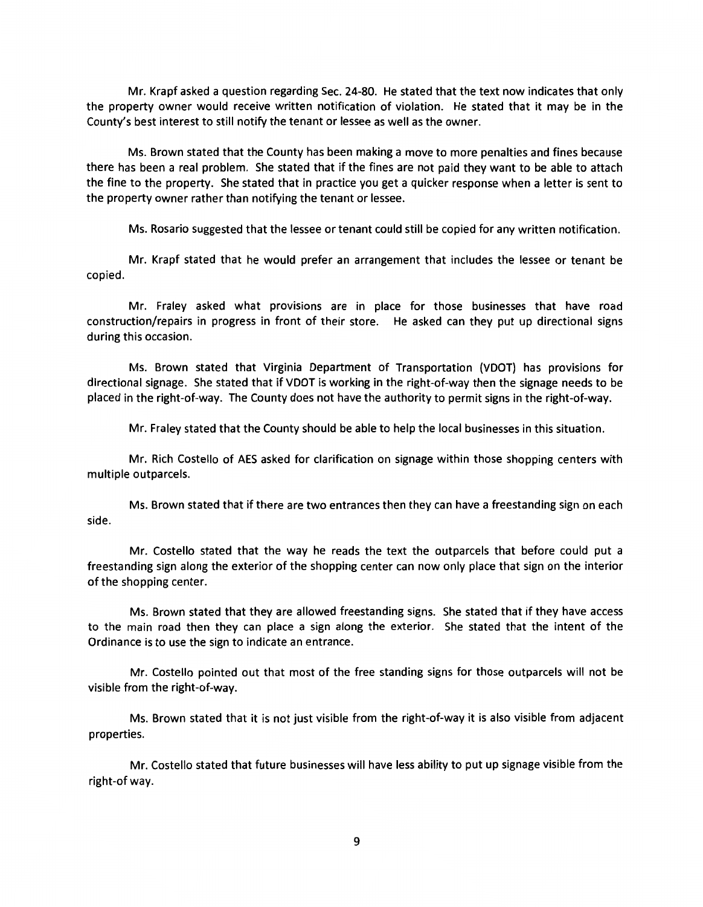Mr. Krapf asked a question regarding Sec. 24-80. He stated that the text now indicates that only the property owner would receive written notification of violation. He stated that it may be in the County's best interest to still notify the tenant or lessee as well as the owner.

Ms. Brown stated that the County has been making a move to more penalties and fines because there has been a real problem. She stated that if the fines are not paid they want to be able to attach the fine to the property. She stated that in practice you get a quicker response when a letter is sent to the property owner rather than notifying the tenant or lessee.

Ms. Rosario suggested that the lessee or tenant could still be copied for any written notification.

Mr. Krapf stated that he would prefer an arrangement that includes the lessee or tenant be copied.

Mr. Fraley asked what provisions are in place for those businesses that have road construction/repairs in progress in front of their store. He asked can they put up directional signs during this occasion.

Ms. Brown stated that Virginia Department of Transportation (VDOT) has provisions for directional signage. She stated that if VDOT is working in the right-of-way then the signage needs to be placed in the right-of-way. The County does not have the authority to permit signs in the right-of-way.

Mr. Fraley stated that the County should be able to help the local businesses in this situation.

Mr. Rich Costello of AES asked for clarification on signage within those shopping centers with multiple outparcels.

Ms. Brown stated that if there are two entrances then they can have a freestanding sign on each side.

Mr. Costello stated that the way he reads the text the outparcels that before could put a freestanding sign along the exterior of the shopping center can now only place that sign on the interior of the shopping center.

Ms. Brown stated that they are allowed freestanding signs. She stated that if they have access to the main road then they can place a sign along the exterior. She stated that the intent of the Ordinance is to use the sign to indicate an entrance.

Mr. Costello pointed out that most of the free standing signs for those outparcels will not be visible from the right-of-way.

Ms. Brown stated that it is not just visible from the right-of-way it is also visible from adjacent properties.

Mr. Costello stated that future businesses will have less ability to put up signage visible from the right-of way.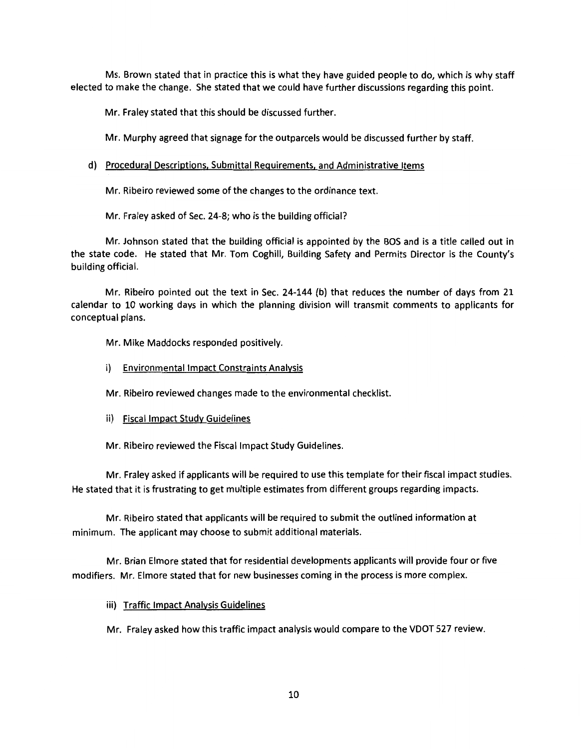Ms. Brown stated that in practice this is what they have guided people to do, which is why staff elected to make the change. She stated that we could have further discussions regarding this point.

Mr. Fraley stated that this should be discussed further.

Mr. Murphy agreed that signage for the outparcels would be discussed further by staff.

d) Procedural Descriptions, Submittal Requirements, and Administrative Items

Mr. Ribeiro reviewed some of the changes to the ordinance text.

Mr. Fraley asked of Sec. 24-8; who is the building official?

Mr. Johnson stated that the building official is appointed by the BOS and is a title called out in the state code. He stated that Mr. Tom Coghill, Building Safety and Permits Director is the County's building official.

Mr. Ribeiro pointed out the text in Sec. 24-144 (b) that reduces the number of days from 21 calendar to 10 working days in which the planning division will transmit comments to applicants for conceptual plans.

Mr. Mike Maddocks responded positively.

i) Environmental Impact Constraints Analysis

Mr. Ribeiro reviewed changes made to the environmental checklist.

ii) Fiscal Impact Study Guidelines

Mr. Ribeiro reviewed the Fiscal Impact Study Guidelines.

Mr. Fraley asked if applicants will be required to use this template for their fiscal impact studies. He stated that it is frustrating to get multiple estimates from different groups regarding impacts.

Mr. Ribeiro stated that applicants will be required to submit the outlined information at minimum. The applicant may choose to submit additional materials.

Mr. Brian Elmore stated that for residential developments applicants will provide four or five modifiers. Mr. Elmore stated that for new businesses coming in the process is more complex.

iii) Traffic Impact Analysis Guidelines

Mr. Fraley asked how this traffic impact analysis would compare to the VDOT 527 review.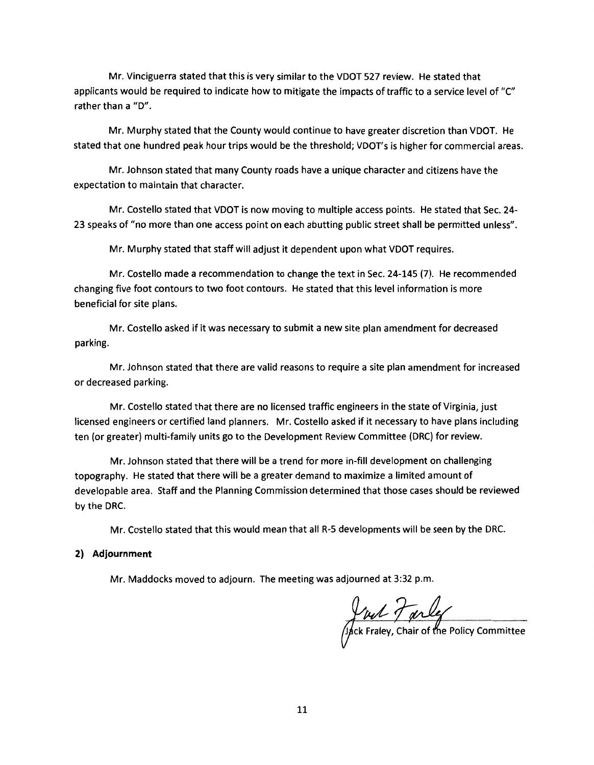Mr. Vinciguerra stated that this is very similar to the VDOT 527 review. He stated that applicants would be required to indicate how to mitigate the impacts of traffic to a service level of "C" rather than a "D".

Mr. Murphy stated that the County would continue to have greater discretion than VDOT. He stated that one hundred peak hour trips would be the threshold; VDOT's is higher for commercial areas.

Mr. Johnson stated that many County roads have a unique character and citizens have the expectation to maintain that character.

Mr. Costello stated that VDOT is now moving to multiple access points. He stated that Sec. 24-23 speaks of "no more than one access point on each abutting public street shall be permitted unless".

Mr. Murphy stated that staff will adjust it dependent upon what VDOT requires.

Mr. Costello made a recommendation to change the text in Sec. 24-145 (7). He recommended changing five foot contours to two foot contours. He stated that this level information is more beneficial for site plans.

Mr. Costello asked if it was necessary to submit a new site plan amendment for decreased parking.

Mr. Johnson stated that there are valid reasons to require a site plan amendment for increased or decreased parking.

Mr. Costello stated that there are no licensed traffic engineers in the state of Virginia, just licensed engineers or certified land planners. Mr. Costello asked if it necessary to have plans including ten (or greater) multi-family units go to the Development Review Committee (DRC) for review.

Mr. Johnson stated that there will be a trend for more in-fill development on challenging topography. He stated that there will be a greater demand to maximize a limited amount of developable area. Staff and the Planning Commission determined that those cases should be reviewed by the DRC.

Mr. Costello stated that this would mean that all R-5 developments will be seen by the DRC.

**2) Adjournment**

Mr. Maddocks moved to adjourn. The meeting was adjourned at 3:32 p.m.

Jack Fraley, Chair of the Policy Committee